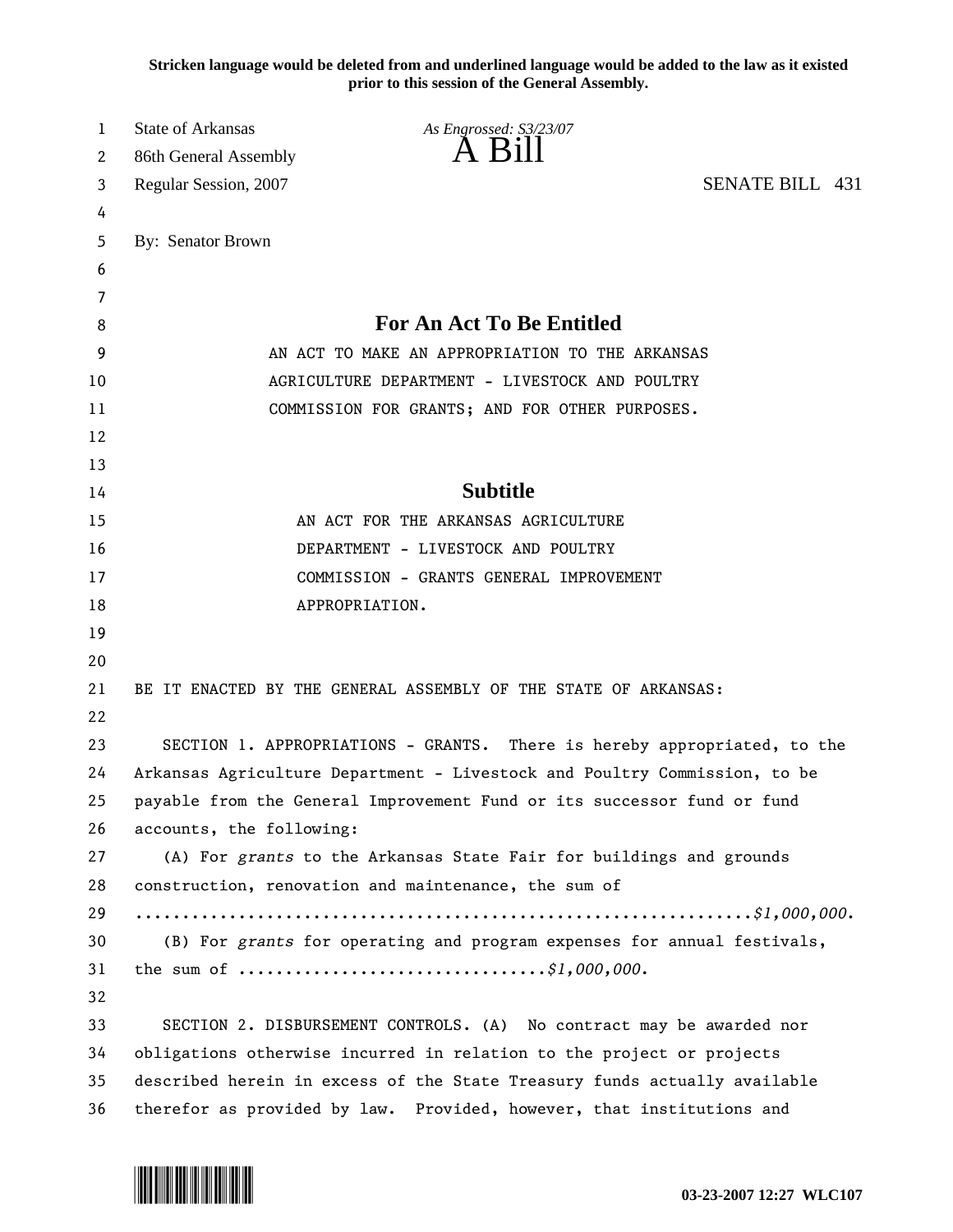**Stricken language would be deleted from and underlined language would be added to the law as it existed prior to this session of the General Assembly.**

State of Arkansas
86th General Assembly
Regular Session, 2007

*As Engrossed: S3/23/07*

# A Bill

SENATE BILL 431

By: Senator Brown

## For An Act To Be Entitled

AN ACT TO MAKE AN APPROPRIATION TO THE ARKANSAS AGRICULTURE DEPARTMENT - LIVESTOCK AND POULTRY COMMISSION FOR GRANTS; AND FOR OTHER PURPOSES.

## Subtitle

AN ACT FOR THE ARKANSAS AGRICULTURE DEPARTMENT - LIVESTOCK AND POULTRY COMMISSION - GRANTS GENERAL IMPROVEMENT APPROPRIATION.

BE IT ENACTED BY THE GENERAL ASSEMBLY OF THE STATE OF ARKANSAS:

SECTION 1. APPROPRIATIONS - GRANTS. There is hereby appropriated, to the Arkansas Agriculture Department - Livestock and Poultry Commission, to be payable from the General Improvement Fund or its successor fund or fund accounts, the following:

(A) For *grants* to the Arkansas State Fair for buildings and grounds construction, renovation and maintenance, the sum of ................................................................*$1,000,000.*

(B) For *grants* for operating and program expenses for annual festivals, the sum of ................................*$1,000,000.*

SECTION 2. DISBURSEMENT CONTROLS. (A) No contract may be awarded nor obligations otherwise incurred in relation to the project or projects described herein in excess of the State Treasury funds actually available therefor as provided by law. Provided, however, that institutions and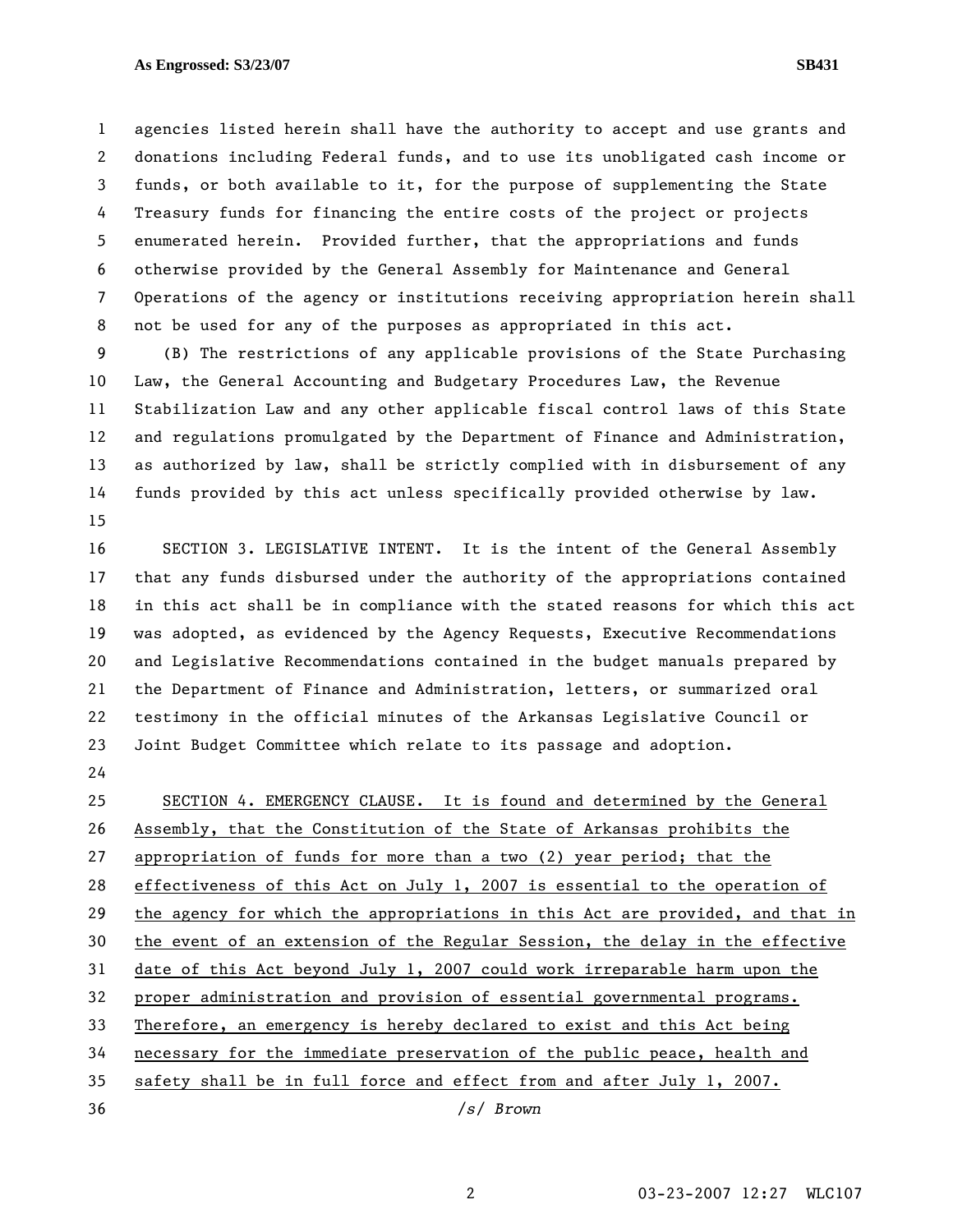agencies listed herein shall have the authority to accept and use grants and donations including Federal funds, and to use its unobligated cash income or funds, or both available to it, for the purpose of supplementing the State Treasury funds for financing the entire costs of the project or projects enumerated herein. Provided further, that the appropriations and funds otherwise provided by the General Assembly for Maintenance and General Operations of the agency or institutions receiving appropriation herein shall not be used for any of the purposes as appropriated in this act.

(B) The restrictions of any applicable provisions of the State Purchasing Law, the General Accounting and Budgetary Procedures Law, the Revenue Stabilization Law and any other applicable fiscal control laws of this State and regulations promulgated by the Department of Finance and Administration, as authorized by law, shall be strictly complied with in disbursement of any funds provided by this act unless specifically provided otherwise by law.

SECTION 3. LEGISLATIVE INTENT. It is the intent of the General Assembly that any funds disbursed under the authority of the appropriations contained in this act shall be in compliance with the stated reasons for which this act was adopted, as evidenced by the Agency Requests, Executive Recommendations and Legislative Recommendations contained in the budget manuals prepared by the Department of Finance and Administration, letters, or summarized oral testimony in the official minutes of the Arkansas Legislative Council or Joint Budget Committee which relate to its passage and adoption.

SECTION 4. EMERGENCY CLAUSE. It is found and determined by the General Assembly, that the Constitution of the State of Arkansas prohibits the appropriation of funds for more than a two (2) year period; that the effectiveness of this Act on July 1, 2007 is essential to the operation of the agency for which the appropriations in this Act are provided, and that in the event of an extension of the Regular Session, the delay in the effective date of this Act beyond July 1, 2007 could work irreparable harm upon the proper administration and provision of essential governmental programs. Therefore, an emergency is hereby declared to exist and this Act being necessary for the immediate preservation of the public peace, health and safety shall be in full force and effect from and after July 1, 2007.

*/s/ Brown*